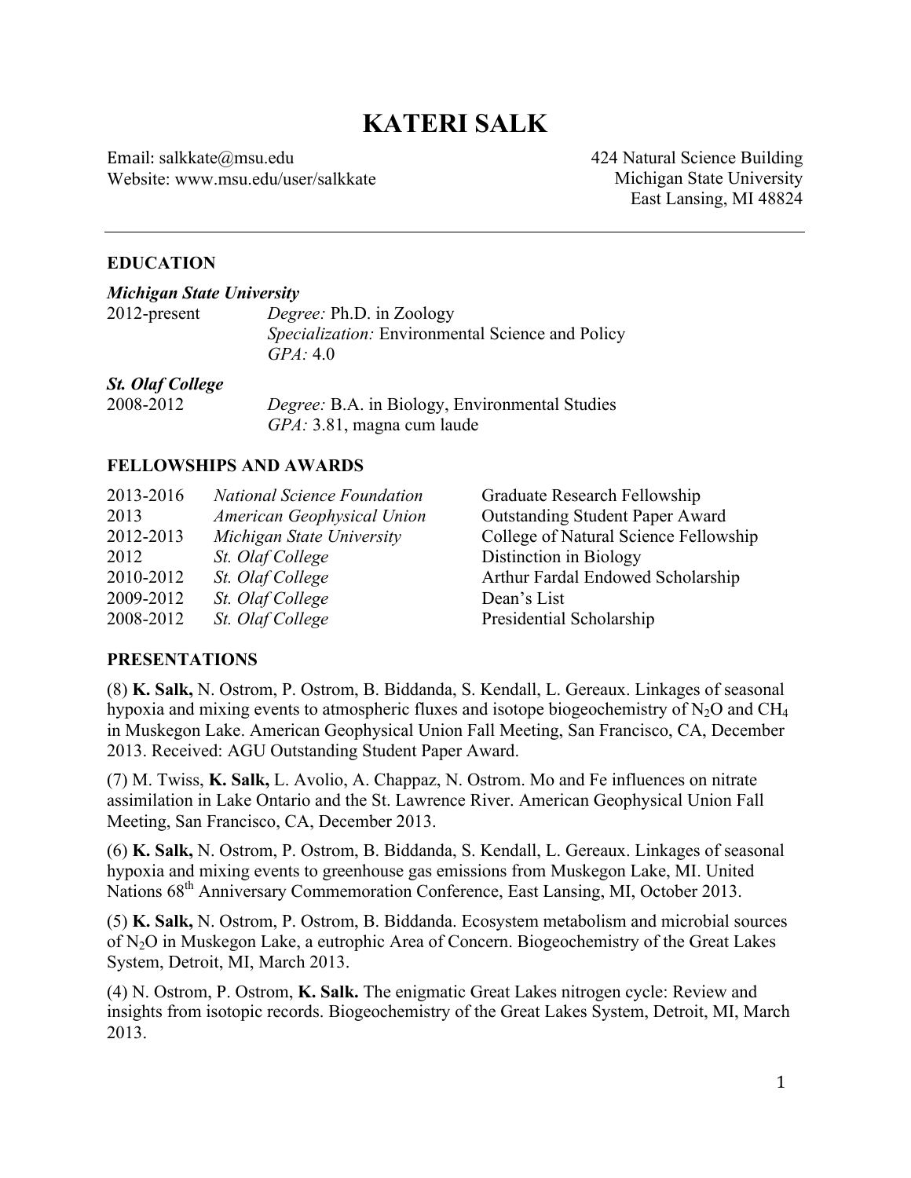# KATERI SALK

Email: salkkate@msu.edu
Website: www.msu.edu/user/salkkate

424 Natural Science Building
Michigan State University
East Lansing, MI 48824

---

## EDUCATION

***Michigan State University***

| | |
|---|---|
| 2012-present | *Degree:* Ph.D. in Zoology |
| | *Specialization:* Environmental Science and Policy |
| | *GPA:* 4.0 |

***St. Olaf College***

| | |
|---|---|
| 2008-2012 | *Degree:* B.A. in Biology, Environmental Studies |
| | *GPA:* 3.81, magna cum laude |

## FELLOWSHIPS AND AWARDS

| | | |
|---|---|---|
| 2013-2016 | *National Science Foundation* | Graduate Research Fellowship |
| 2013 | *American Geophysical Union* | Outstanding Student Paper Award |
| 2012-2013 | *Michigan State University* | College of Natural Science Fellowship |
| 2012 | *St. Olaf College* | Distinction in Biology |
| 2010-2012 | *St. Olaf College* | Arthur Fardal Endowed Scholarship |
| 2009-2012 | *St. Olaf College* | Dean's List |
| 2008-2012 | *St. Olaf College* | Presidential Scholarship |

## PRESENTATIONS

(8) **K. Salk,** N. Ostrom, P. Ostrom, B. Biddanda, S. Kendall, L. Gereaux. Linkages of seasonal hypoxia and mixing events to atmospheric fluxes and isotope biogeochemistry of $N_2O$ and $CH_4$ in Muskegon Lake. American Geophysical Union Fall Meeting, San Francisco, CA, December 2013. Received: AGU Outstanding Student Paper Award.

(7) M. Twiss, **K. Salk,** L. Avolio, A. Chappaz, N. Ostrom. Mo and Fe influences on nitrate assimilation in Lake Ontario and the St. Lawrence River. American Geophysical Union Fall Meeting, San Francisco, CA, December 2013.

(6) **K. Salk,** N. Ostrom, P. Ostrom, B. Biddanda, S. Kendall, L. Gereaux. Linkages of seasonal hypoxia and mixing events to greenhouse gas emissions from Muskegon Lake, MI. United Nations 68th Anniversary Commemoration Conference, East Lansing, MI, October 2013.

(5) **K. Salk,** N. Ostrom, P. Ostrom, B. Biddanda. Ecosystem metabolism and microbial sources of $N_2O$ in Muskegon Lake, a eutrophic Area of Concern. Biogeochemistry of the Great Lakes System, Detroit, MI, March 2013.

(4) N. Ostrom, P. Ostrom, **K. Salk.** The enigmatic Great Lakes nitrogen cycle: Review and insights from isotopic records. Biogeochemistry of the Great Lakes System, Detroit, MI, March 2013.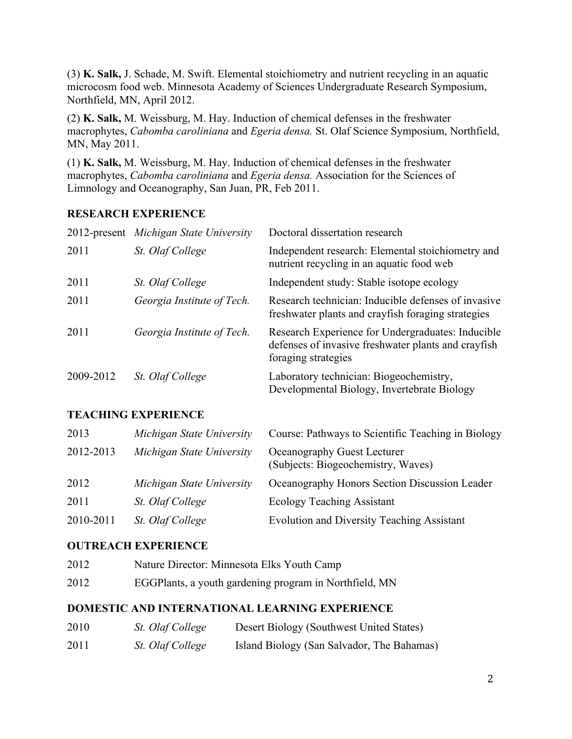(3) **K. Salk,** J. Schade, M. Swift. Elemental stoichiometry and nutrient recycling in an aquatic microcosm food web. Minnesota Academy of Sciences Undergraduate Research Symposium, Northfield, MN, April 2012.

(2) **K. Salk,** M. Weissburg, M. Hay. Induction of chemical defenses in the freshwater macrophytes, *Cabomba caroliniana* and *Egeria densa.* St. Olaf Science Symposium, Northfield, MN, May 2011.

(1) **K. Salk,** M. Weissburg, M. Hay. Induction of chemical defenses in the freshwater macrophytes, *Cabomba caroliniana* and *Egeria densa.* Association for the Sciences of Limnology and Oceanography, San Juan, PR, Feb 2011.

**RESEARCH EXPERIENCE**

| | | |
|---|---|---|
| 2012-present | *Michigan State University* | Doctoral dissertation research |
| 2011 | *St. Olaf College* | Independent research: Elemental stoichiometry and nutrient recycling in an aquatic food web |
| 2011 | *St. Olaf College* | Independent study: Stable isotope ecology |
| 2011 | *Georgia Institute of Tech.* | Research technician: Inducible defenses of invasive freshwater plants and crayfish foraging strategies |
| 2011 | *Georgia Institute of Tech.* | Research Experience for Undergraduates: Inducible defenses of invasive freshwater plants and crayfish foraging strategies |
| 2009-2012 | *St. Olaf College* | Laboratory technician: Biogeochemistry, Developmental Biology, Invertebrate Biology |

**TEACHING EXPERIENCE**

| | | |
|---|---|---|
| 2013 | *Michigan State University* | Course: Pathways to Scientific Teaching in Biology |
| 2012-2013 | *Michigan State University* | Oceanography Guest Lecturer (Subjects: Biogeochemistry, Waves) |
| 2012 | *Michigan State University* | Oceanography Honors Section Discussion Leader |
| 2011 | *St. Olaf College* | Ecology Teaching Assistant |
| 2010-2011 | *St. Olaf College* | Evolution and Diversity Teaching Assistant |

**OUTREACH EXPERIENCE**

| | |
|---|---|
| 2012 | Nature Director: Minnesota Elks Youth Camp |
| 2012 | EGGPlants, a youth gardening program in Northfield, MN |

**DOMESTIC AND INTERNATIONAL LEARNING EXPERIENCE**

| | | |
|---|---|---|
| 2010 | *St. Olaf College* | Desert Biology (Southwest United States) |
| 2011 | *St. Olaf College* | Island Biology (San Salvador, The Bahamas) |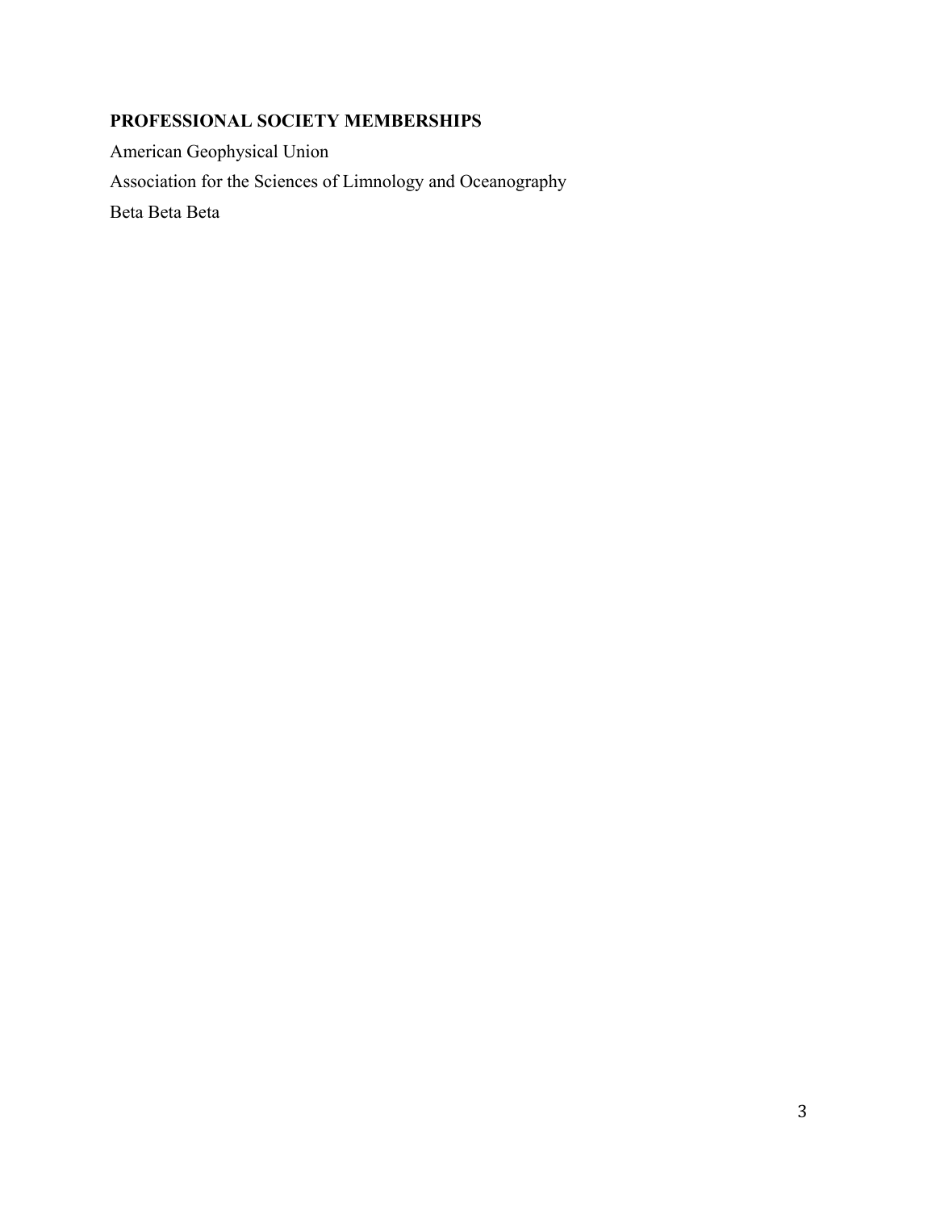## PROFESSIONAL SOCIETY MEMBERSHIPS

American Geophysical Union

Association for the Sciences of Limnology and Oceanography

Beta Beta Beta